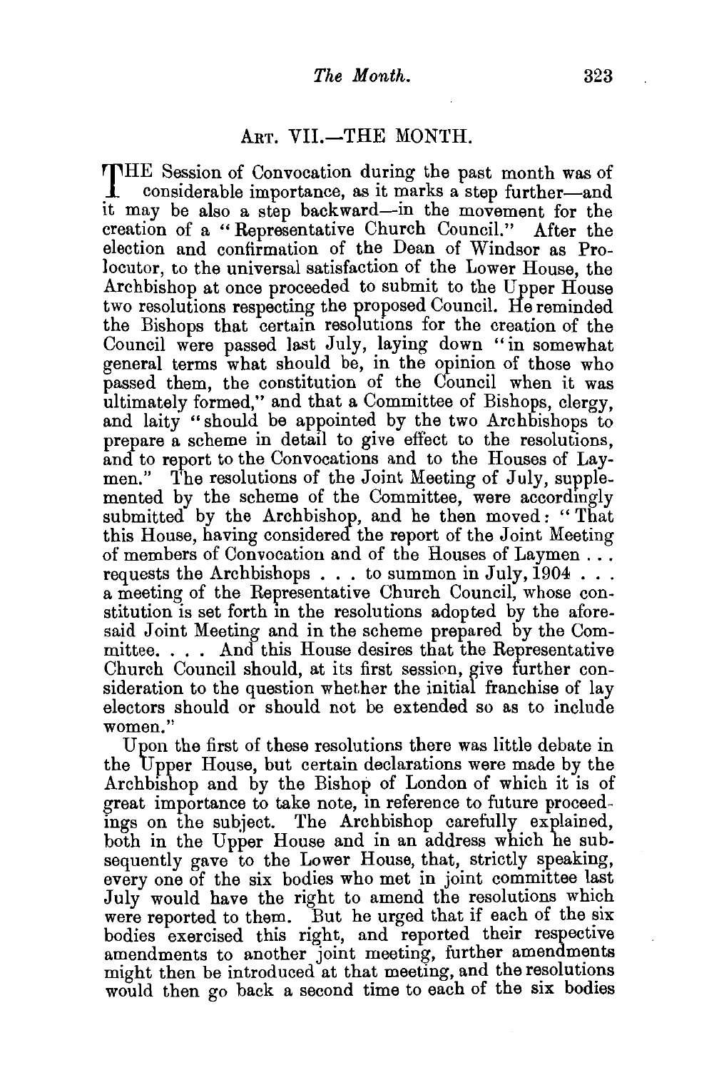## ART. VII.—THE MONTH.

THE Session of Convocation during the past month was of considerable importance, as it marks a step further—and it may be also a step backward—in the movement for the creation of a "Representative Church Council." After the election and confirmation of the Dean of Windsor as Prolocutor, to the universal satisfaction of the Lower House, the Archbishop at once proceeded to submit to the Upper House two resolutions respecting the proposed Council. He reminded the Bishops that certain resolutions for the creation of the Council were passed last July, laying down "in somewhat general terms what should be, in the opinion of those who passed them, the constitution of the Council when it was ultimately formed," and that a Committee of Bishops, clergy, and laity "should be appointed by the two Archbishops to prepare a scheme in detail to give effect to the resolutions, and to report to the Convocations and to the Houses of Laymen." The resolutions of the Joint Meeting of July, supplemented by the scheme of the Committee, were accordingly submitted by the Archbishop, and he then moved: "That this House, having considered the report of the Joint Meeting of members of Convocation and of the Houses of Laymen . . . requests the Archbishops . . . to summon in July, 1904 . . . a meeting of the Representative Church Council, whose constitution is set forth in the resolutions adopted by the aforesaid Joint Meeting and in the scheme prepared by the Committee. . . . And this House desires that the Representative Church Council should, at its first session, give further consideration to the question whether the initial franchise of lay electors should or should not be extended so as to include women."

Upon the first of these resolutions there was little debate in the Upper House, but certain declarations were made by the Archbishop and by the Bishop of London of which it is of great importance to take note, in reference to future proceedings on the subject. The Archbishop carefully explained, both in the Upper House and in an address which he subsequently gave to the Lower House, that, strictly speaking, every one of the six bodies who met in joint committee last July would have the right to amend the resolutions which were reported to them. But he urged that if each of the six bodies exercised this right, and reported their respective amendments to another joint meeting, further amendments might then be introduced at that meeting, and the resolutions would then go back a second time to each of the six bodies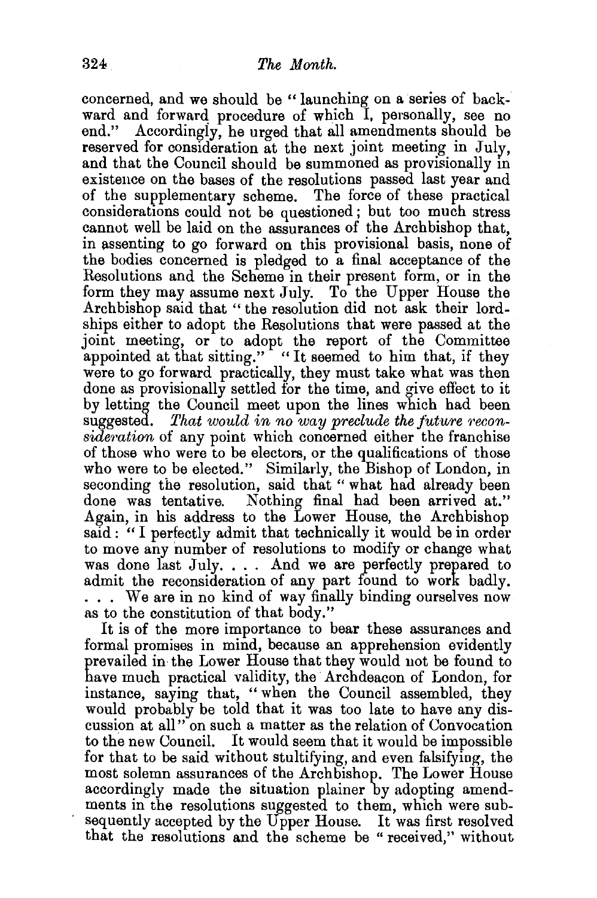concerned, and we should be "launching on a series of backward and forward procedure of which I, personally, see no end." Accordingly, he urged that all amendments should be reserved for consideration at the next joint meeting in July, and that the Council should be summoned as provisionally in existence on the bases of the resolutions passed last year and of the supplementary scheme. The force of these practical considerations could not be questioned; but too much stress cannot well be laid on the assurances of the Archbishop that, in assenting to go forward on this provisional basis, none of the bodies concerned is pledged to a final acceptance of the Resolutions and the Scheme in their present form, or in the form they may assume next July. To the Upper House the Archbishop said that "the resolution did not ask their lordships either to adopt the Resolutions that were passed at the joint meeting, or to adopt the report of the Committee appointed at that sitting." "It seemed to him that, if they were to go forward practically, they must take what was then done as provisionally settled for the time, and give effect to it by letting the Council meet upon the lines which had been suggested. *That would in no way preclude the future reconsideration* of any point which concerned either the franchise of those who were to be electors, or the qualifications of those who were to be elected." Similarly, the Bishop of London, in seconding the resolution, said that "what had already been done was tentative. Nothing final had been arrived at." Again, in his address to the Lower House, the Archbishop said: "I perfectly admit that technically it would be in order to move any number of resolutions to modify or change what was done last July. . . . And we are perfectly prepared to admit the reconsideration of any part found to work badly. . . . We are in no kind of way finally binding ourselves now as to the constitution of that body."

It is of the more importance to bear these assurances and formal promises in mind, because an apprehension evidently prevailed in the Lower House that they would not be found to have much practical validity, the Archdeacon of London, for instance, saying that, "when the Council assembled, they would probably be told that it was too late to have any discussion at all" on such a matter as the relation of Convocation to the new Council. It would seem that it would be impossible for that to be said without stultifying, and even falsifying, the most solemn assurances of the Archbishop. The Lower House accordingly made the situation plainer by adopting amendments in the resolutions suggested to them, which were subsequently accepted by the Upper House. It was first resolved that the resolutions and the scheme be "received," without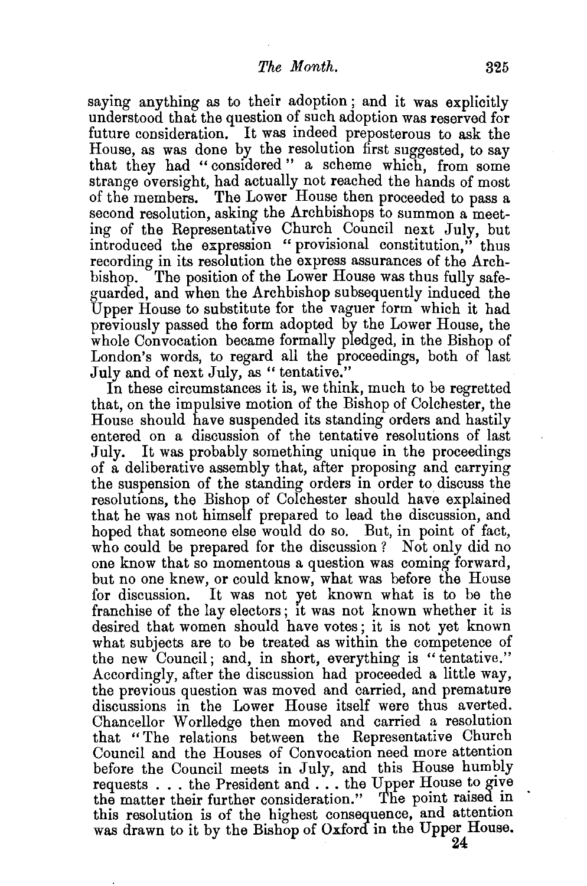saying anything as to their adoption; and it was explicitly understood that the question of such adoption was reserved for future consideration. It was indeed preposterous to ask the House, as was done by the resolution first suggested, to say that they had "considered" a scheme which, from some strange oversight, had actually not reached the hands of most of the members. The Lower House then proceeded to pass a second resolution, asking the Archbishops to summon a meeting of the Representative Church Council next July, but introduced the expression "provisional constitution," thus recording in its resolution the express assurances of the Archbishop. The position of the Lower House was thus fully safeguarded, and when the Archbishop subsequently induced the Upper House to substitute for the vaguer form which it had previously passed the form adopted by the Lower House, the whole Convocation became formally pledged, in the Bishop of London's words, to regard all the proceedings, both of last July and of next July, as "tentative."

In these circumstances it is, we think, much to be regretted that, on the impulsive motion of the Bishop of Colchester, the House should have suspended its standing orders and hastily entered on a discussion of the tentative resolutions of last July. It was probably something unique in the proceedings of a deliberative assembly that, after proposing and carrying the suspension of the standing orders in order to discuss the resolutions, the Bishop of Colchester should have explained that he was not himself prepared to lead the discussion, and hoped that someone else would do so. But, in point of fact, who could be prepared for the discussion? Not only did no one know that so momentous a question was coming forward, but no one knew, or could know, what was before the House for discussion. It was not yet known what is to be the franchise of the lay electors; it was not known whether it is desired that women should have votes; it is not yet known what subjects are to be treated as within the competence of the new Council; and, in short, everything is "tentative." Accordingly, after the discussion had proceeded a little way, the previous question was moved and carried, and premature discussions in the Lower House itself were thus averted. Chancellor Worlledge then moved and carried a resolution that "The relations between the Representative Church Council and the Houses of Convocation need more attention before the Council meets in July, and this House humbly requests . . . the President and . . . the Upper House to give the matter their further consideration." The point raised in this resolution is of the highest consequence, and attention was drawn to it by the Bishop of Oxford in the Upper House.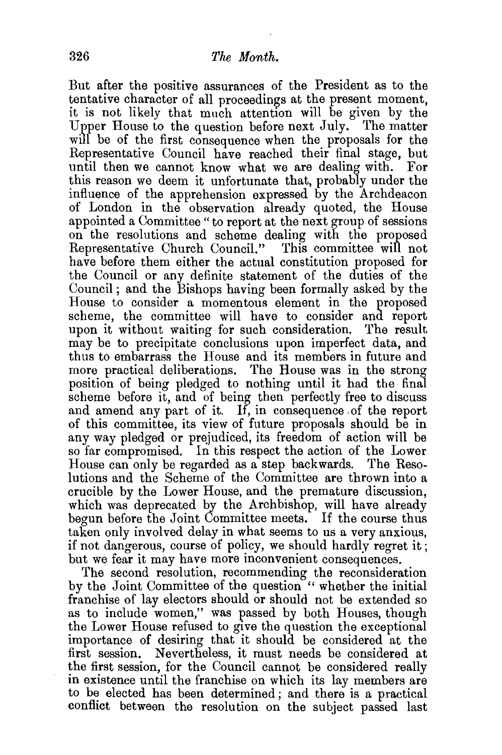But after the positive assurances of the President as to the tentative character of all proceedings at the present moment, it is not likely that much attention will be given by the Upper House to the question before next July. The matter will be of the first consequence when the proposals for the Representative Council have reached their final stage, but until then we cannot know what we are dealing with. For this reason we deem it unfortunate that, probably under the influence of the apprehension expressed by the Archdeacon of London in the observation already quoted, the House appointed a Committee "to report at the next group of sessions on the resolutions and scheme dealing with the proposed Representative Church Council." This committee will not have before them either the actual constitution proposed for the Council or any definite statement of the duties of the Council; and the Bishops having been formally asked by the House to consider a momentous element in the proposed scheme, the committee will have to consider and report upon it without waiting for such consideration. The result may be to precipitate conclusions upon imperfect data, and thus to embarrass the House and its members in future and more practical deliberations. The House was in the strong position of being pledged to nothing until it had the final scheme before it, and of being then perfectly free to discuss and amend any part of it. If, in consequence of the report of this committee, its view of future proposals should be in any way pledged or prejudiced, its freedom of action will be so far compromised. In this respect the action of the Lower House can only be regarded as a step backwards. The Resolutions and the Scheme of the Committee are thrown into a crucible by the Lower House, and the premature discussion, which was deprecated by the Archbishop, will have already begun before the Joint Committee meets. If the course thus taken only involved delay in what seems to us a very anxious, if not dangerous, course of policy, we should hardly regret it; but we fear it may have more inconvenient consequences.

The second resolution, recommending the reconsideration by the Joint Committee of the question "whether the initial franchise of lay electors should or should not be extended so as to include women," was passed by both Houses, though the Lower House refused to give the question the exceptional importance of desiring that it should be considered at the first session. Nevertheless, it must needs be considered at the first session, for the Council cannot be considered really in existence until the franchise on which its lay members are to be elected has been determined; and there is a practical conflict between the resolution on the subject passed last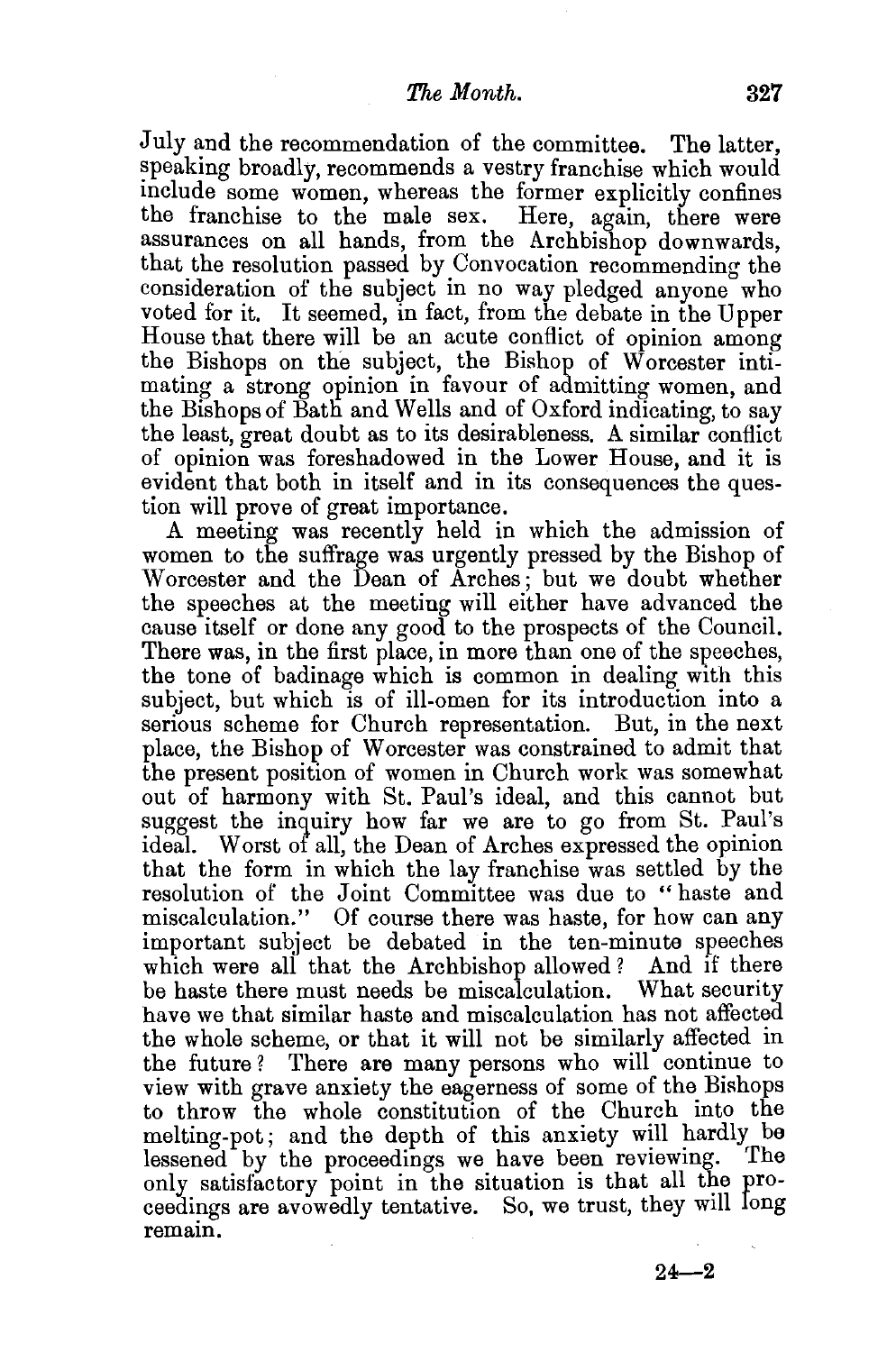July and the recommendation of the committee. The latter, speaking broadly, recommends a vestry franchise which would include some women, whereas the former explicitly confines the franchise to the male sex. Here, again, there were assurances on all hands, from the Archbishop downwards, that the resolution passed by Convocation recommending the consideration of the subject in no way pledged anyone who voted for it. It seemed, in fact, from the debate in the Upper House that there will be an acute conflict of opinion among the Bishops on the subject, the Bishop of Worcester intimating a strong opinion in favour of admitting women, and the Bishops of Bath and Wells and of Oxford indicating, to say the least, great doubt as to its desirableness. A similar conflict of opinion was foreshadowed in the Lower House, and it is evident that both in itself and in its consequences the question will prove of great importance.

A meeting was recently held in which the admission of women to the suffrage was urgently pressed by the Bishop of Worcester and the Dean of Arches; but we doubt whether the speeches at the meeting will either have advanced the cause itself or done any good to the prospects of the Council. There was, in the first place, in more than one of the speeches, the tone of badinage which is common in dealing with this subject, but which is of ill-omen for its introduction into a serious scheme for Church representation. But, in the next place, the Bishop of Worcester was constrained to admit that the present position of women in Church work was somewhat out of harmony with St. Paul's ideal, and this cannot but suggest the inquiry how far we are to go from St. Paul's ideal. Worst of all, the Dean of Arches expressed the opinion that the form in which the lay franchise was settled by the resolution of the Joint Committee was due to "haste and miscalculation." Of course there was haste, for how can any important subject be debated in the ten-minute speeches which were all that the Archbishop allowed? And if there be haste there must needs be miscalculation. What security have we that similar haste and miscalculation has not affected the whole scheme, or that it will not be similarly affected in the future? There are many persons who will continue to view with grave anxiety the eagerness of some of the Bishops to throw the whole constitution of the Church into the melting-pot; and the depth of this anxiety will hardly be lessened by the proceedings we have been reviewing. The only satisfactory point in the situation is that all the proceedings are avowedly tentative. So, we trust, they will long remain.